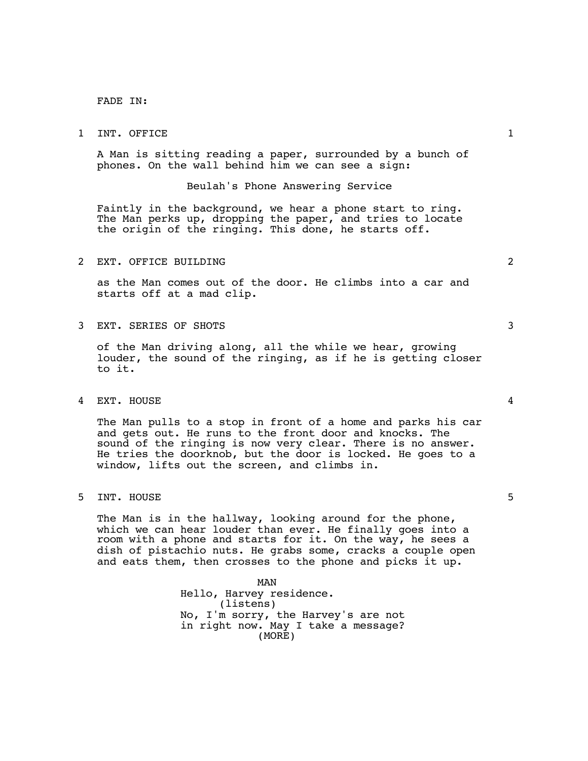FADE IN:

1 INT. OFFICE 1

A Man is sitting reading a paper, surrounded by a bunch of phones. On the wall behind him we can see a sign:

Beulah's Phone Answering Service

Faintly in the background, we hear a phone start to ring. The Man perks up, dropping the paper, and tries to locate the origin of the ringing. This done, he starts off.

2 EXT. OFFICE BUILDING 2

as the Man comes out of the door. He climbs into a car and starts off at a mad clip.

3 EXT. SERIES OF SHOTS 3

of the Man driving along, all the while we hear, growing louder, the sound of the ringing, as if he is getting closer to it.

4 EXT. HOUSE 4

The Man pulls to a stop in front of a home and parks his car and gets out. He runs to the front door and knocks. The sound of the ringing is now very clear. There is no answer. He tries the doorknob, but the door is locked. He goes to a window, lifts out the screen, and climbs in.

5 INT. HOUSE 5

The Man is in the hallway, looking around for the phone, which we can hear louder than ever. He finally goes into a room with a phone and starts for it. On the way, he sees a dish of pistachio nuts. He grabs some, cracks a couple open and eats them, then crosses to the phone and picks it up.

MAN

Hello, Harvey residence.

(listens)

No, I'm sorry, the Harvey's are not in right now. May I take a message?

(MORE)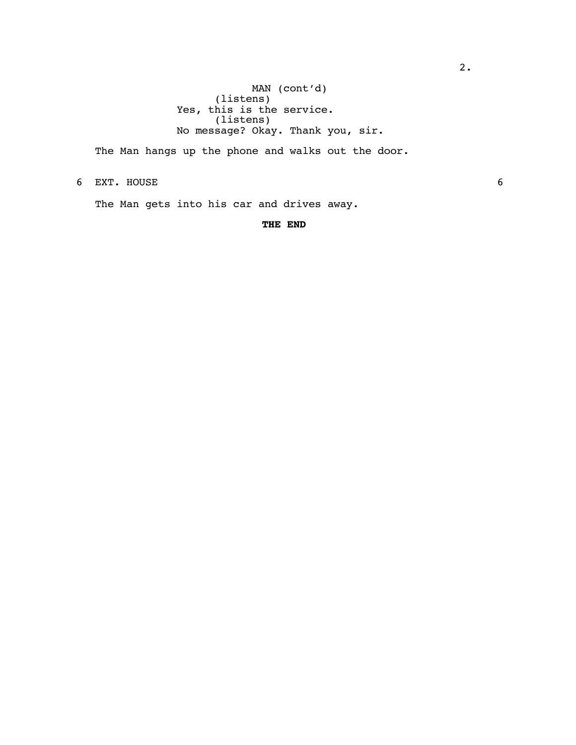MAN (cont'd)
(listens)
Yes, this is the service.
(listens)
No message? Okay. Thank you, sir.

The Man hangs up the phone and walks out the door.

6 EXT. HOUSE 6

The Man gets into his car and drives away.

**THE END**